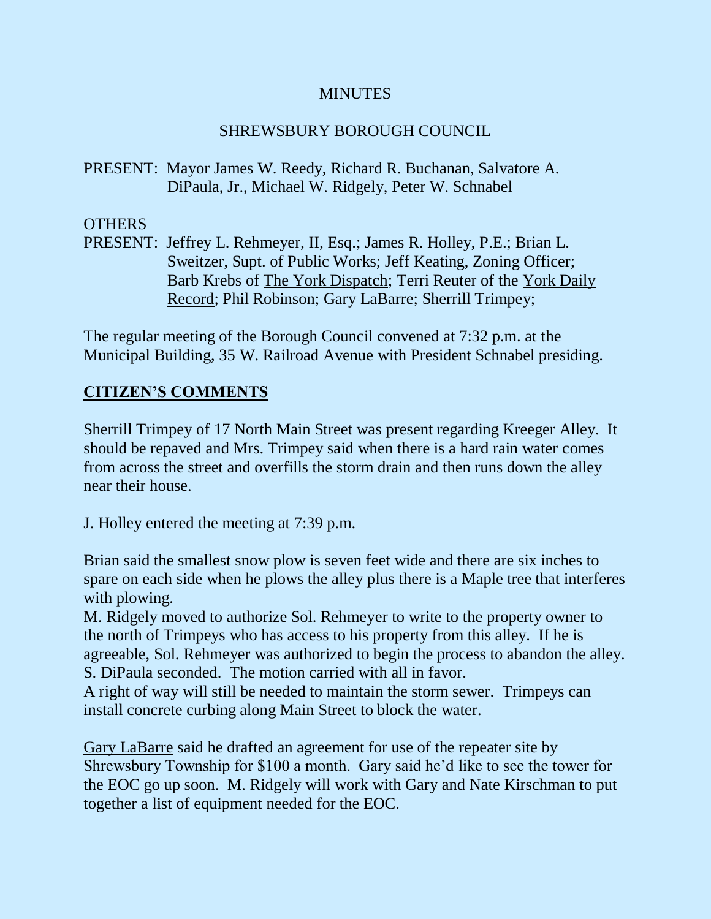MINUTES

SHREWSBURY BOROUGH COUNCIL

PRESENT: Mayor James W. Reedy, Richard R. Buchanan, Salvatore A. DiPaula, Jr., Michael W. Ridgely, Peter W. Schnabel

OTHERS
PRESENT: Jeffrey L. Rehmeyer, II, Esq.; James R. Holley, P.E.; Brian L. Sweitzer, Supt. of Public Works; Jeff Keating, Zoning Officer; Barb Krebs of The York Dispatch; Terri Reuter of the York Daily Record; Phil Robinson; Gary LaBarre; Sherrill Trimpey;

The regular meeting of the Borough Council convened at 7:32 p.m. at the Municipal Building, 35 W. Railroad Avenue with President Schnabel presiding.

## CITIZEN'S COMMENTS

Sherrill Trimpey of 17 North Main Street was present regarding Kreeger Alley. It should be repaved and Mrs. Trimpey said when there is a hard rain water comes from across the street and overfills the storm drain and then runs down the alley near their house.

J. Holley entered the meeting at 7:39 p.m.

Brian said the smallest snow plow is seven feet wide and there are six inches to spare on each side when he plows the alley plus there is a Maple tree that interferes with plowing.

M. Ridgely moved to authorize Sol. Rehmeyer to write to the property owner to the north of Trimpeys who has access to his property from this alley. If he is agreeable, Sol. Rehmeyer was authorized to begin the process to abandon the alley. S. DiPaula seconded. The motion carried with all in favor.

A right of way will still be needed to maintain the storm sewer. Trimpeys can install concrete curbing along Main Street to block the water.

Gary LaBarre said he drafted an agreement for use of the repeater site by Shrewsbury Township for $100 a month. Gary said he'd like to see the tower for the EOC go up soon. M. Ridgely will work with Gary and Nate Kirschman to put together a list of equipment needed for the EOC.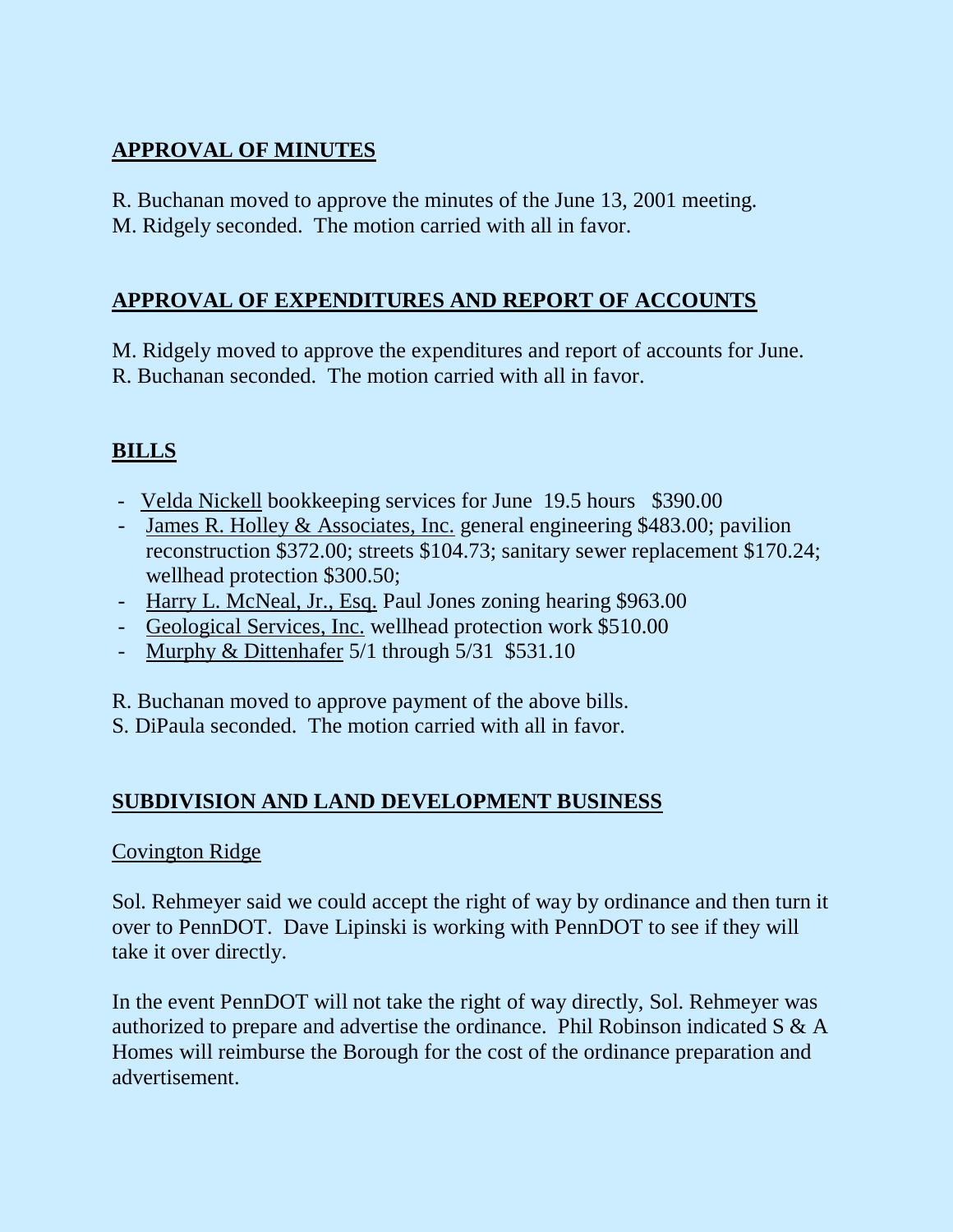## APPROVAL OF MINUTES

R. Buchanan moved to approve the minutes of the June 13, 2001 meeting.
M. Ridgely seconded. The motion carried with all in favor.

## APPROVAL OF EXPENDITURES AND REPORT OF ACCOUNTS

M. Ridgely moved to approve the expenditures and report of accounts for June.
R. Buchanan seconded. The motion carried with all in favor.

## BILLS

- Velda Nickell bookkeeping services for June 19.5 hours $390.00
- James R. Holley & Associates, Inc. general engineering $483.00; pavilion reconstruction $372.00; streets $104.73; sanitary sewer replacement $170.24; wellhead protection $300.50;
- Harry L. McNeal, Jr., Esq. Paul Jones zoning hearing $963.00
- Geological Services, Inc. wellhead protection work $510.00
- Murphy & Dittenhafer 5/1 through 5/31 $531.10

R. Buchanan moved to approve payment of the above bills.
S. DiPaula seconded. The motion carried with all in favor.

## SUBDIVISION AND LAND DEVELOPMENT BUSINESS

### Covington Ridge

Sol. Rehmeyer said we could accept the right of way by ordinance and then turn it over to PennDOT. Dave Lipinski is working with PennDOT to see if they will take it over directly.

In the event PennDOT will not take the right of way directly, Sol. Rehmeyer was authorized to prepare and advertise the ordinance. Phil Robinson indicated S & A Homes will reimburse the Borough for the cost of the ordinance preparation and advertisement.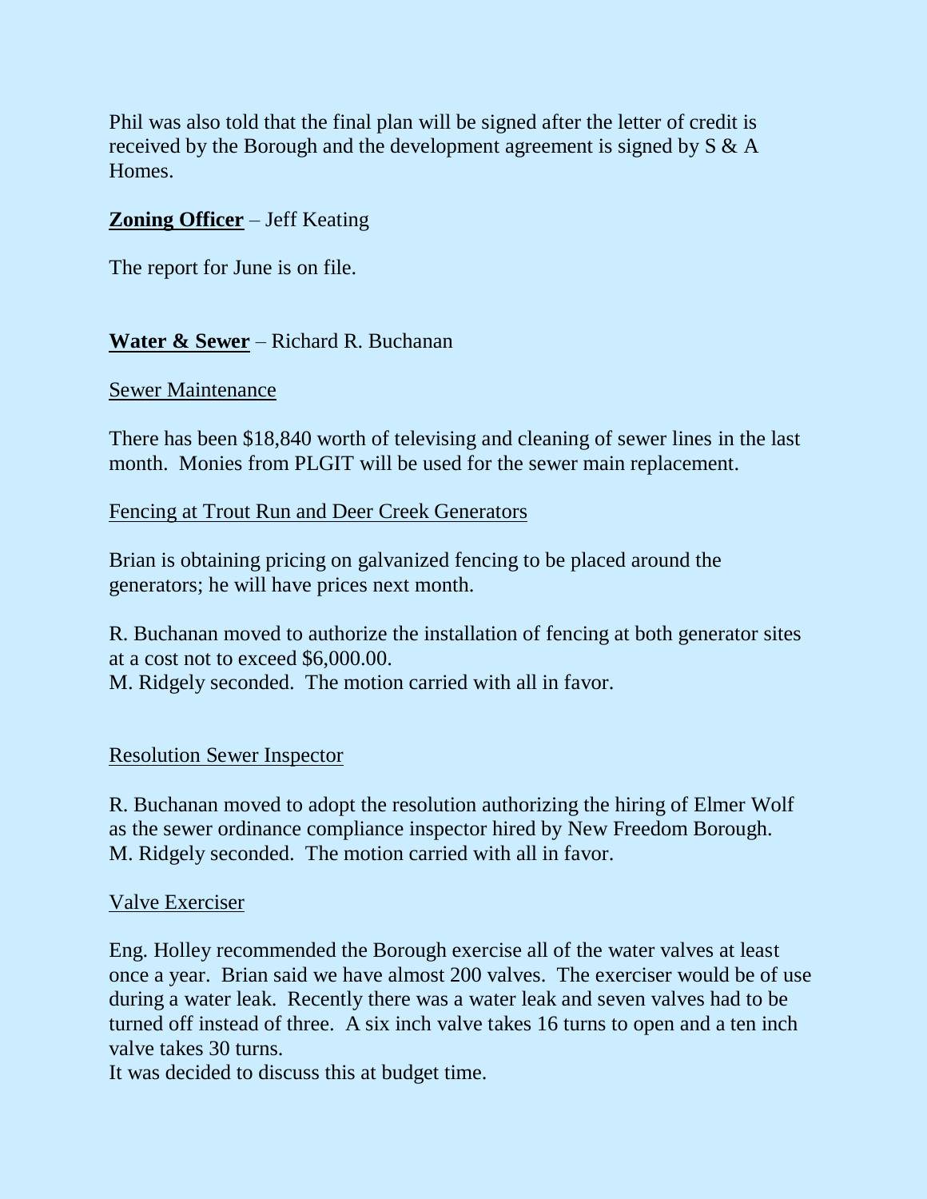Phil was also told that the final plan will be signed after the letter of credit is received by the Borough and the development agreement is signed by S & A Homes.

**<u>Zoning Officer</u>** – Jeff Keating

The report for June is on file.

**<u>Water & Sewer</u>** – Richard R. Buchanan

<u>Sewer Maintenance</u>

There has been $18,840 worth of televising and cleaning of sewer lines in the last month. Monies from PLGIT will be used for the sewer main replacement.

<u>Fencing at Trout Run and Deer Creek Generators</u>

Brian is obtaining pricing on galvanized fencing to be placed around the generators; he will have prices next month.

R. Buchanan moved to authorize the installation of fencing at both generator sites at a cost not to exceed $6,000.00.
M. Ridgely seconded. The motion carried with all in favor.

<u>Resolution Sewer Inspector</u>

R. Buchanan moved to adopt the resolution authorizing the hiring of Elmer Wolf as the sewer ordinance compliance inspector hired by New Freedom Borough.
M. Ridgely seconded. The motion carried with all in favor.

<u>Valve Exerciser</u>

Eng. Holley recommended the Borough exercise all of the water valves at least once a year. Brian said we have almost 200 valves. The exerciser would be of use during a water leak. Recently there was a water leak and seven valves had to be turned off instead of three. A six inch valve takes 16 turns to open and a ten inch valve takes 30 turns.
It was decided to discuss this at budget time.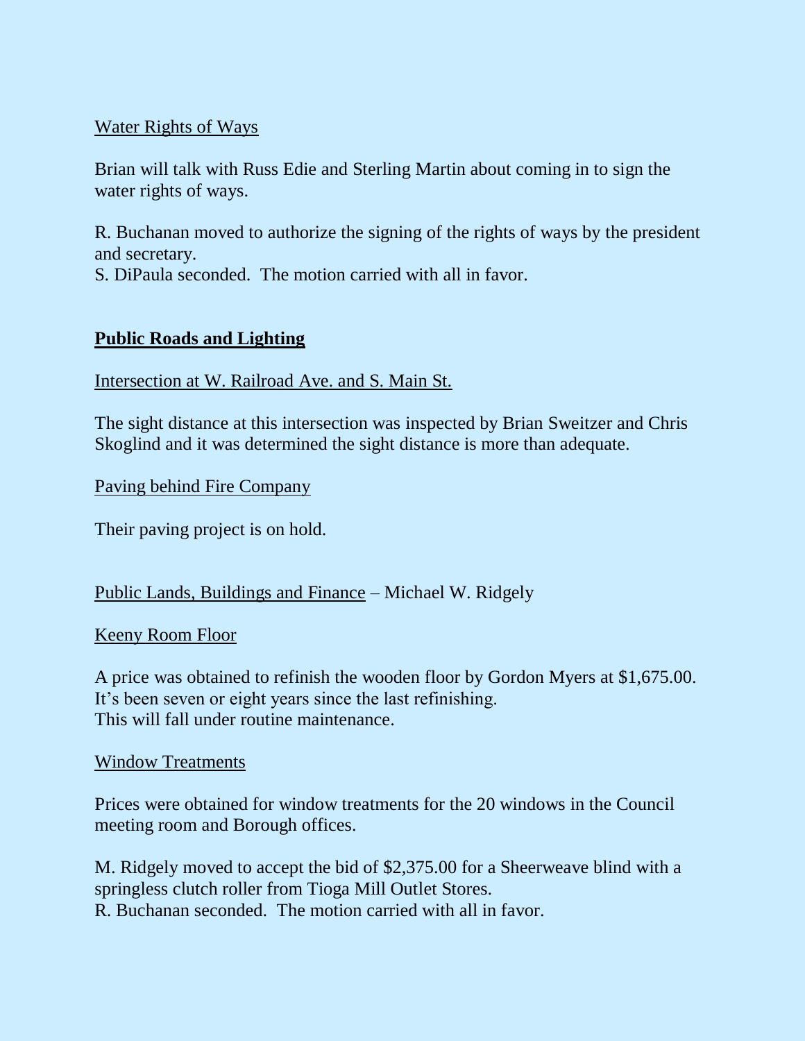Water Rights of Ways

Brian will talk with Russ Edie and Sterling Martin about coming in to sign the water rights of ways.

R. Buchanan moved to authorize the signing of the rights of ways by the president and secretary.
S. DiPaula seconded. The motion carried with all in favor.

## **Public Roads and Lighting**

Intersection at W. Railroad Ave. and S. Main St.

The sight distance at this intersection was inspected by Brian Sweitzer and Chris Skoglind and it was determined the sight distance is more than adequate.

Paving behind Fire Company

Their paving project is on hold.

Public Lands, Buildings and Finance – Michael W. Ridgely

Keeny Room Floor

A price was obtained to refinish the wooden floor by Gordon Myers at $1,675.00.
It's been seven or eight years since the last refinishing.
This will fall under routine maintenance.

Window Treatments

Prices were obtained for window treatments for the 20 windows in the Council meeting room and Borough offices.

M. Ridgely moved to accept the bid of $2,375.00 for a Sheerweave blind with a springless clutch roller from Tioga Mill Outlet Stores.
R. Buchanan seconded. The motion carried with all in favor.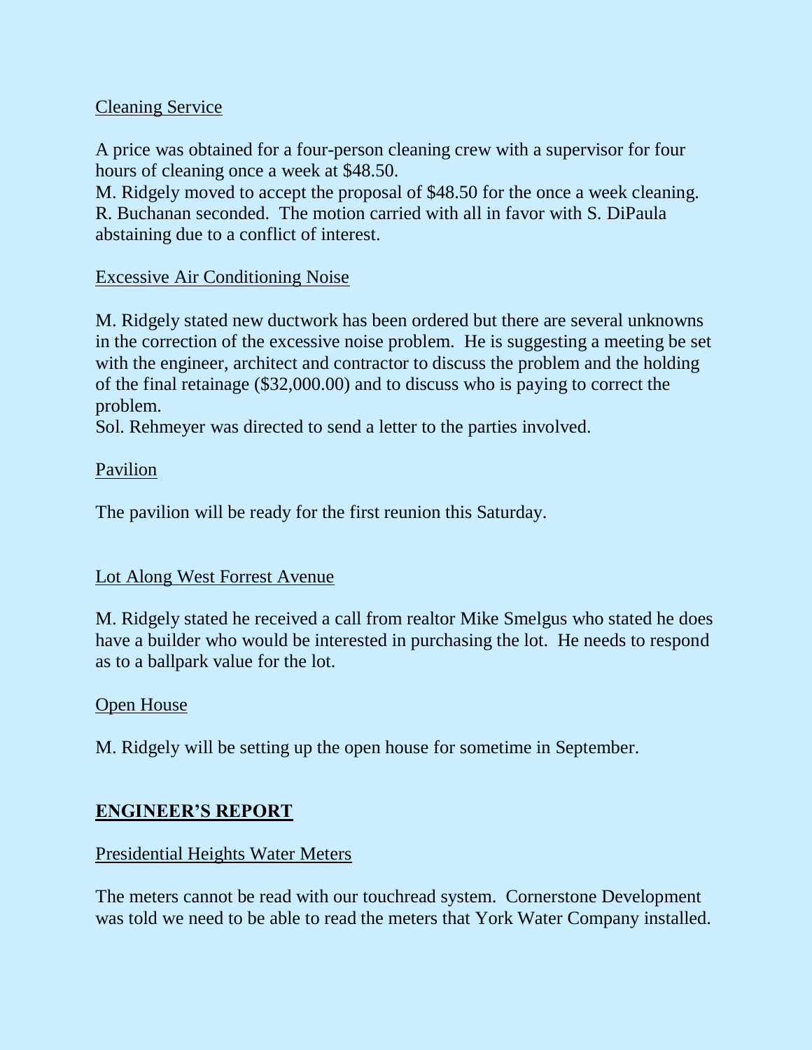Cleaning Service

A price was obtained for a four-person cleaning crew with a supervisor for four hours of cleaning once a week at $48.50.
M. Ridgely moved to accept the proposal of $48.50 for the once a week cleaning. R. Buchanan seconded. The motion carried with all in favor with S. DiPaula abstaining due to a conflict of interest.

Excessive Air Conditioning Noise

M. Ridgely stated new ductwork has been ordered but there are several unknowns in the correction of the excessive noise problem. He is suggesting a meeting be set with the engineer, architect and contractor to discuss the problem and the holding of the final retainage ($32,000.00) and to discuss who is paying to correct the problem.
Sol. Rehmeyer was directed to send a letter to the parties involved.

Pavilion

The pavilion will be ready for the first reunion this Saturday.

Lot Along West Forrest Avenue

M. Ridgely stated he received a call from realtor Mike Smelgus who stated he does have a builder who would be interested in purchasing the lot. He needs to respond as to a ballpark value for the lot.

Open House

M. Ridgely will be setting up the open house for sometime in September.

## ENGINEER'S REPORT

Presidential Heights Water Meters

The meters cannot be read with our touchread system. Cornerstone Development was told we need to be able to read the meters that York Water Company installed.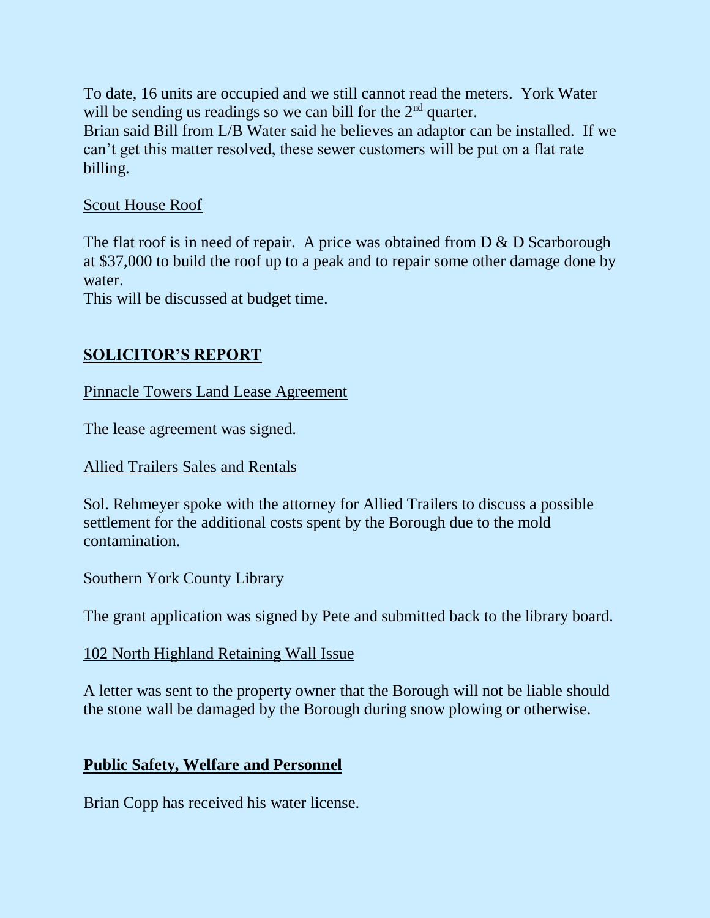To date, 16 units are occupied and we still cannot read the meters. York Water will be sending us readings so we can bill for the 2nd quarter.
Brian said Bill from L/B Water said he believes an adaptor can be installed. If we can't get this matter resolved, these sewer customers will be put on a flat rate billing.

Scout House Roof

The flat roof is in need of repair. A price was obtained from D & D Scarborough at $37,000 to build the roof up to a peak and to repair some other damage done by water.
This will be discussed at budget time.

## SOLICITOR'S REPORT

Pinnacle Towers Land Lease Agreement

The lease agreement was signed.

Allied Trailers Sales and Rentals

Sol. Rehmeyer spoke with the attorney for Allied Trailers to discuss a possible settlement for the additional costs spent by the Borough due to the mold contamination.

Southern York County Library

The grant application was signed by Pete and submitted back to the library board.

102 North Highland Retaining Wall Issue

A letter was sent to the property owner that the Borough will not be liable should the stone wall be damaged by the Borough during snow plowing or otherwise.

## Public Safety, Welfare and Personnel

Brian Copp has received his water license.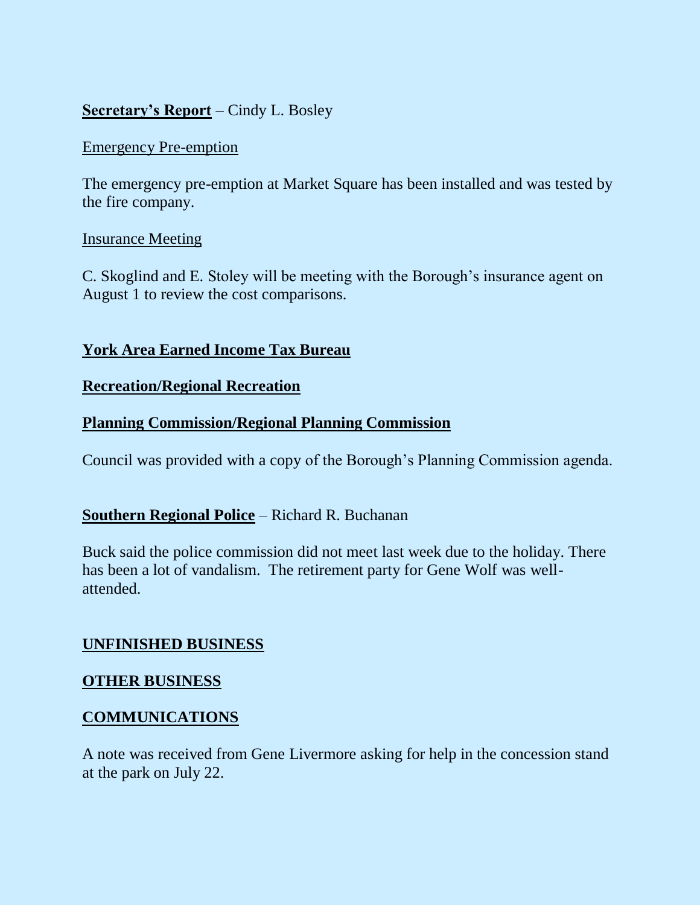**Secretary's Report** – Cindy L. Bosley

Emergency Pre-emption

The emergency pre-emption at Market Square has been installed and was tested by the fire company.

Insurance Meeting

C. Skoglind and E. Stoley will be meeting with the Borough's insurance agent on August 1 to review the cost comparisons.

**York Area Earned Income Tax Bureau**

**Recreation/Regional Recreation**

**Planning Commission/Regional Planning Commission**

Council was provided with a copy of the Borough's Planning Commission agenda.

**Southern Regional Police** – Richard R. Buchanan

Buck said the police commission did not meet last week due to the holiday. There has been a lot of vandalism. The retirement party for Gene Wolf was well-attended.

**UNFINISHED BUSINESS**

**OTHER BUSINESS**

**COMMUNICATIONS**

A note was received from Gene Livermore asking for help in the concession stand at the park on July 22.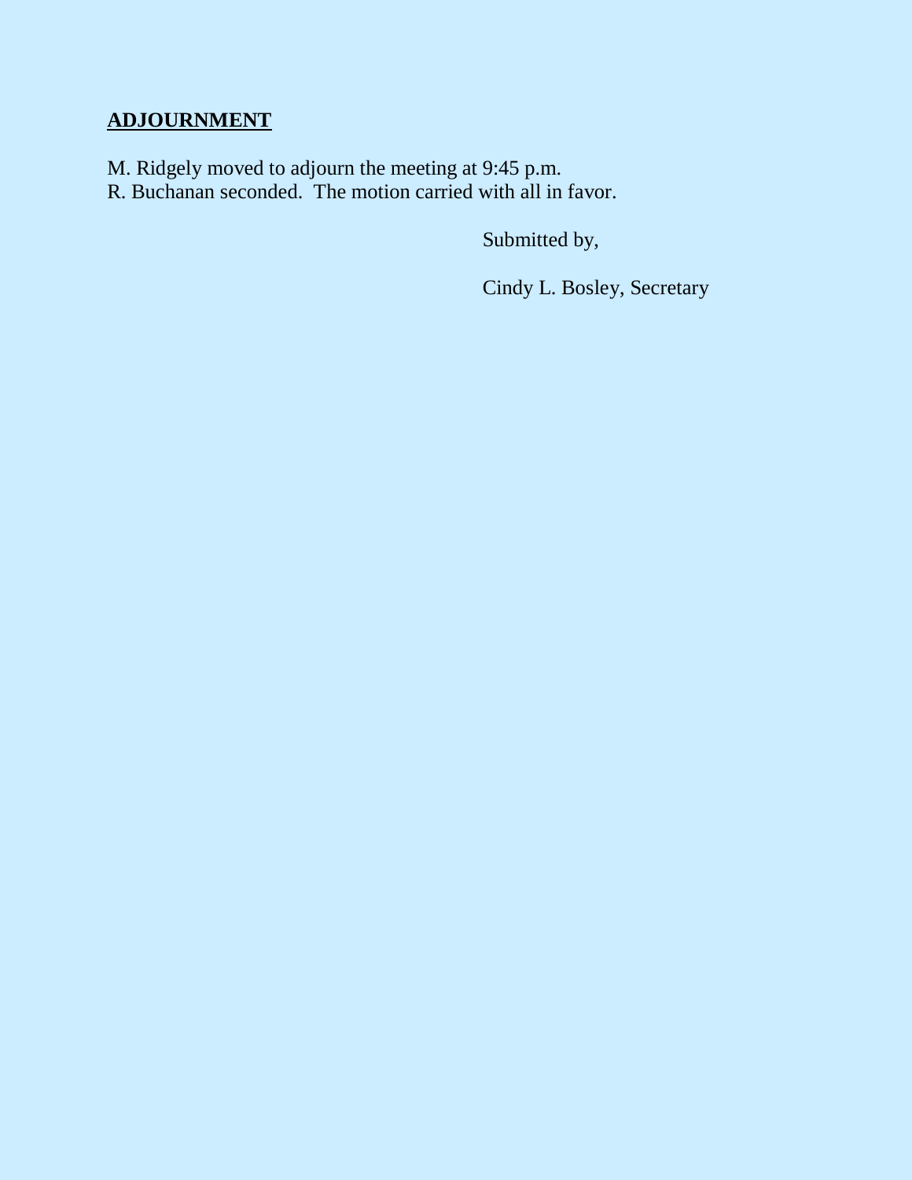**ADJOURNMENT**

M. Ridgely moved to adjourn the meeting at 9:45 p.m.
R. Buchanan seconded. The motion carried with all in favor.

Submitted by,

Cindy L. Bosley, Secretary